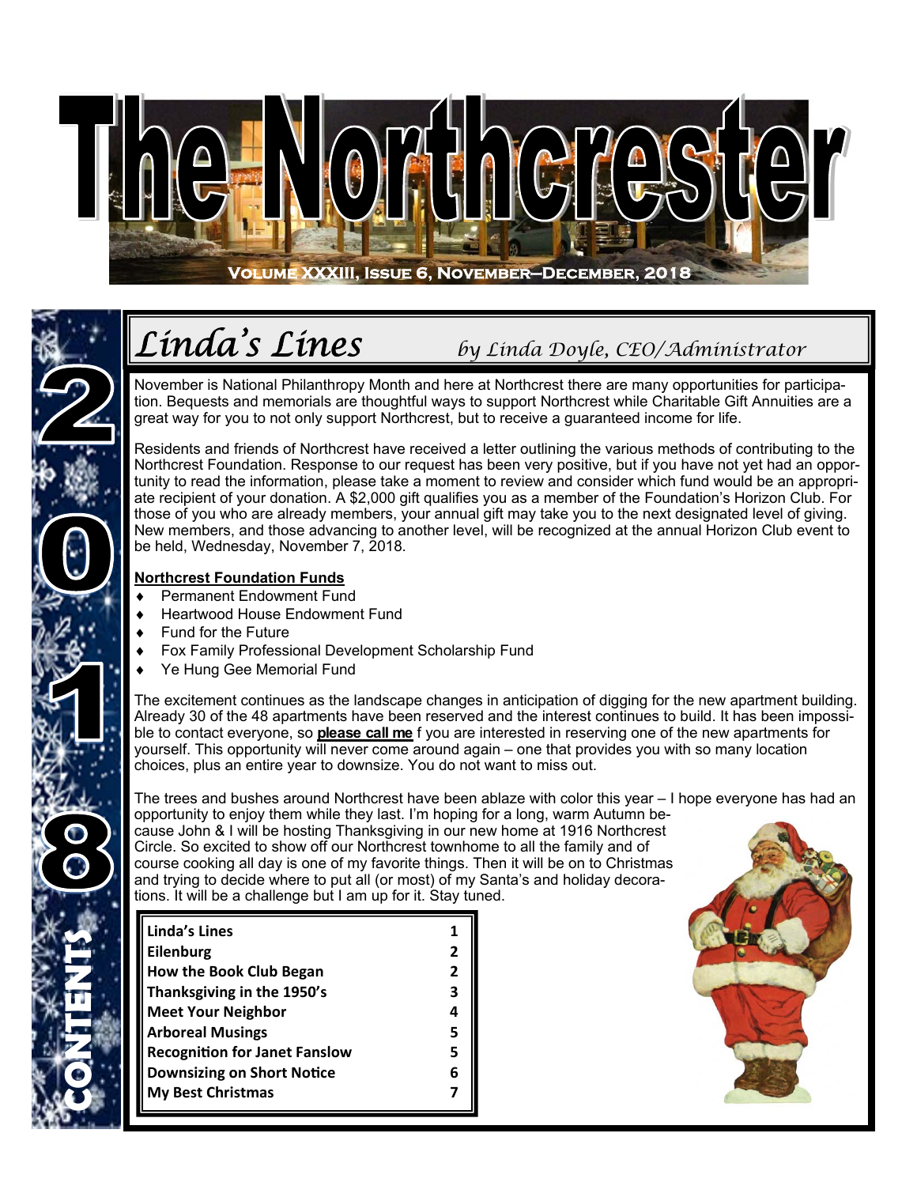# The Northcrester

**Volume XXXIII, Issue 6, November—December, 2018**

## *Linda's Lines*

*by Linda Doyle, CEO/Administrator*

November is National Philanthropy Month and here at Northcrest there are many opportunities for participation. Bequests and memorials are thoughtful ways to support Northcrest while Charitable Gift Annuities are a great way for you to not only support Northcrest, but to receive a guaranteed income for life.

Residents and friends of Northcrest have received a letter outlining the various methods of contributing to the Northcrest Foundation. Response to our request has been very positive, but if you have not yet had an opportunity to read the information, please take a moment to review and consider which fund would be an appropriate recipient of your donation. A $2,000 gift qualifies you as a member of the Foundation's Horizon Club. For those of you who are already members, your annual gift may take you to the next designated level of giving. New members, and those advancing to another level, will be recognized at the annual Horizon Club event to be held, Wednesday, November 7, 2018.

**Northcrest Foundation Funds**

- Permanent Endowment Fund
- Heartwood House Endowment Fund
- Fund for the Future
- Fox Family Professional Development Scholarship Fund
- Ye Hung Gee Memorial Fund

The excitement continues as the landscape changes in anticipation of digging for the new apartment building. Already 30 of the 48 apartments have been reserved and the interest continues to build. It has been impossible to contact everyone, so **please call me** f you are interested in reserving one of the new apartments for yourself. This opportunity will never come around again – one that provides you with so many location choices, plus an entire year to downsize. You do not want to miss out.

The trees and bushes around Northcrest have been ablaze with color this year – I hope everyone has had an opportunity to enjoy them while they last. I'm hoping for a long, warm Autumn because John & I will be hosting Thanksgiving in our new home at 1916 Northcrest Circle. So excited to show off our Northcrest townhome to all the family and of course cooking all day is one of my favorite things. Then it will be on to Christmas and trying to decide where to put all (or most) of my Santa's and holiday decorations. It will be a challenge but I am up for it. Stay tuned.

## 2018 Contents

| | |
|---|---|
| **Linda's Lines** | **1** |
| **Eilenburg** | **2** |
| **How the Book Club Began** | **2** |
| **Thanksgiving in the 1950's** | **3** |
| **Meet Your Neighbor** | **4** |
| **Arboreal Musings** | **5** |
| **Recognition for Janet Fanslow** | **5** |
| **Downsizing on Short Notice** | **6** |
| **My Best Christmas** | **7** |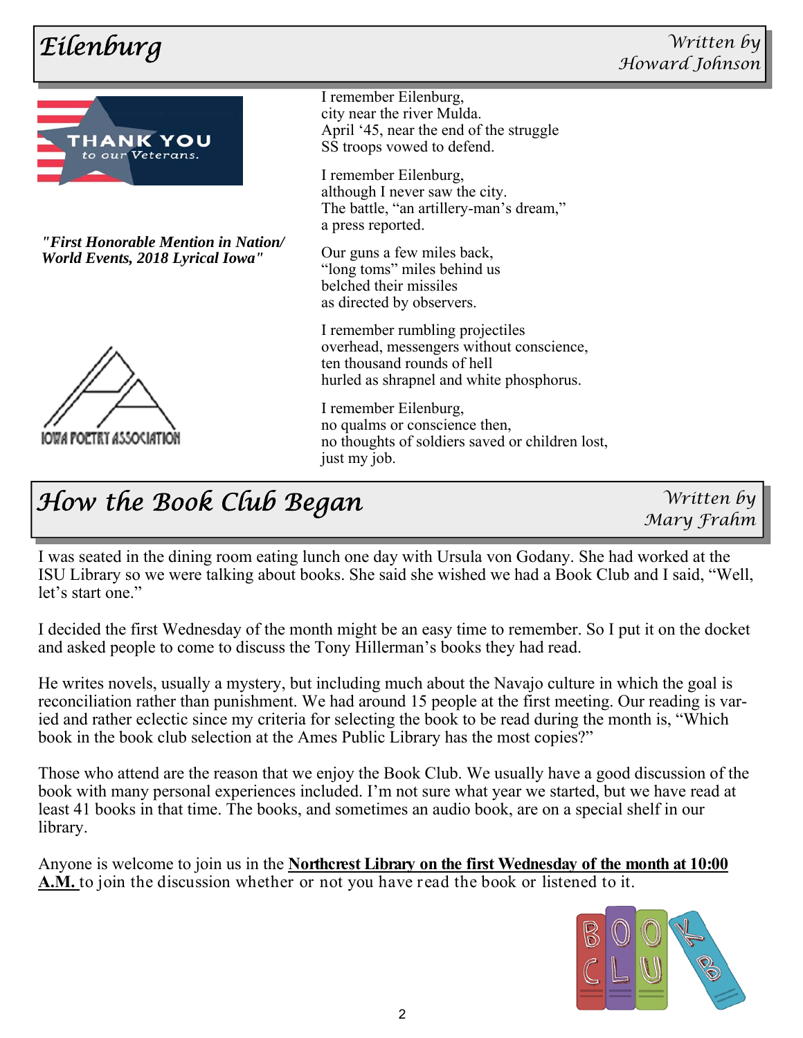## Eilenburg

Written by Howard Johnson

THANK YOU to our Veterans.

***"First Honorable Mention in Nation/ World Events, 2018 Lyrical Iowa"***

IOWA POETRY ASSOCIATION

I remember Eilenburg,
city near the river Mulda.
April '45, near the end of the struggle
SS troops vowed to defend.

I remember Eilenburg,
although I never saw the city.
The battle, "an artillery-man's dream,"
a press reported.

Our guns a few miles back,
"long toms" miles behind us
belched their missiles
as directed by observers.

I remember rumbling projectiles
overhead, messengers without conscience,
ten thousand rounds of hell
hurled as shrapnel and white phosphorus.

I remember Eilenburg,
no qualms or conscience then,
no thoughts of soldiers saved or children lost,
just my job.

## How the Book Club Began

Written by Mary Frahm

I was seated in the dining room eating lunch one day with Ursula von Godany. She had worked at the ISU Library so we were talking about books. She said she wished we had a Book Club and I said, "Well, let's start one."

I decided the first Wednesday of the month might be an easy time to remember. So I put it on the docket and asked people to come to discuss the Tony Hillerman's books they had read.

He writes novels, usually a mystery, but including much about the Navajo culture in which the goal is reconciliation rather than punishment. We had around 15 people at the first meeting. Our reading is varied and rather eclectic since my criteria for selecting the book to be read during the month is, "Which book in the book club selection at the Ames Public Library has the most copies?"

Those who attend are the reason that we enjoy the Book Club. We usually have a good discussion of the book with many personal experiences included. I'm not sure what year we started, but we have read at least 41 books in that time. The books, and sometimes an audio book, are on a special shelf in our library.

Anyone is welcome to join us in the **Northcrest Library on the first Wednesday of the month at 10:00 A.M.** to join the discussion whether or not you have read the book or listened to it.

BOOK CLUB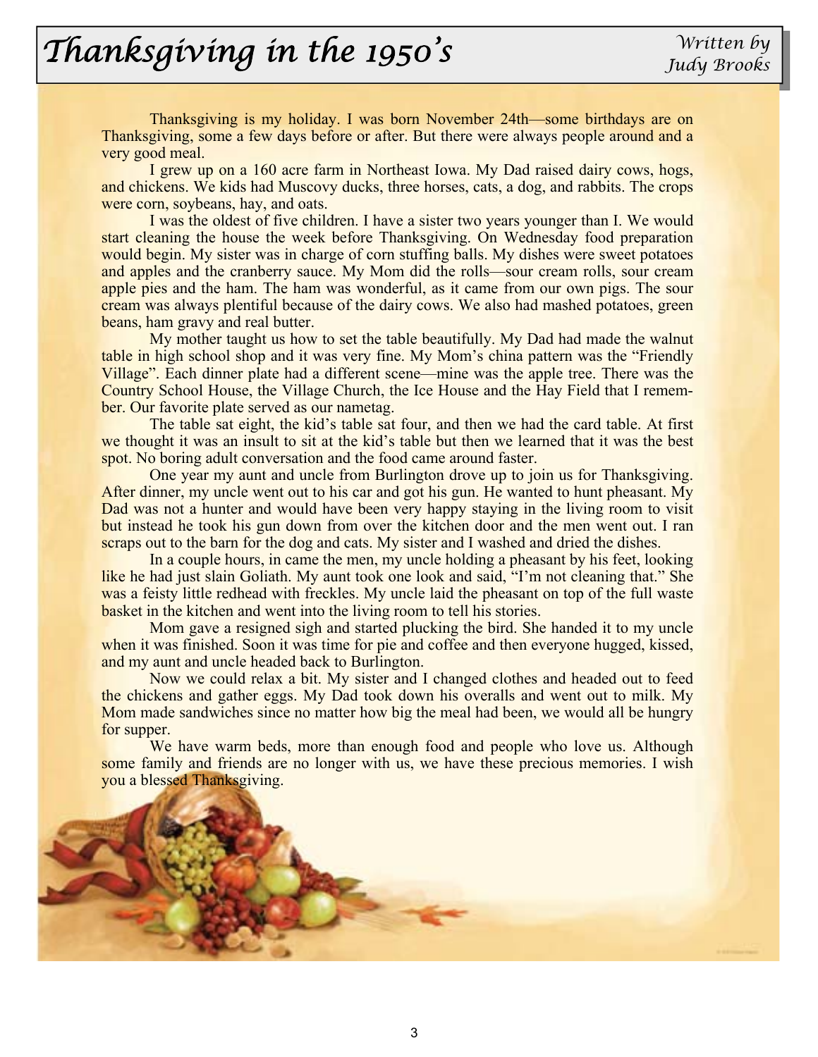# Thanksgiving in the 1950's

*Written by Judy Brooks*

Thanksgiving is my holiday. I was born November 24th—some birthdays are on Thanksgiving, some a few days before or after. But there were always people around and a very good meal.

I grew up on a 160 acre farm in Northeast Iowa. My Dad raised dairy cows, hogs, and chickens. We kids had Muscovy ducks, three horses, cats, a dog, and rabbits. The crops were corn, soybeans, hay, and oats.

I was the oldest of five children. I have a sister two years younger than I. We would start cleaning the house the week before Thanksgiving. On Wednesday food preparation would begin. My sister was in charge of corn stuffing balls. My dishes were sweet potatoes and apples and the cranberry sauce. My Mom did the rolls—sour cream rolls, sour cream apple pies and the ham. The ham was wonderful, as it came from our own pigs. The sour cream was always plentiful because of the dairy cows. We also had mashed potatoes, green beans, ham gravy and real butter.

My mother taught us how to set the table beautifully. My Dad had made the walnut table in high school shop and it was very fine. My Mom's china pattern was the "Friendly Village". Each dinner plate had a different scene—mine was the apple tree. There was the Country School House, the Village Church, the Ice House and the Hay Field that I remember. Our favorite plate served as our nametag.

The table sat eight, the kid's table sat four, and then we had the card table. At first we thought it was an insult to sit at the kid's table but then we learned that it was the best spot. No boring adult conversation and the food came around faster.

One year my aunt and uncle from Burlington drove up to join us for Thanksgiving. After dinner, my uncle went out to his car and got his gun. He wanted to hunt pheasant. My Dad was not a hunter and would have been very happy staying in the living room to visit but instead he took his gun down from over the kitchen door and the men went out. I ran scraps out to the barn for the dog and cats. My sister and I washed and dried the dishes.

In a couple hours, in came the men, my uncle holding a pheasant by his feet, looking like he had just slain Goliath. My aunt took one look and said, "I'm not cleaning that." She was a feisty little redhead with freckles. My uncle laid the pheasant on top of the full waste basket in the kitchen and went into the living room to tell his stories.

Mom gave a resigned sigh and started plucking the bird. She handed it to my uncle when it was finished. Soon it was time for pie and coffee and then everyone hugged, kissed, and my aunt and uncle headed back to Burlington.

Now we could relax a bit. My sister and I changed clothes and headed out to feed the chickens and gather eggs. My Dad took down his overalls and went out to milk. My Mom made sandwiches since no matter how big the meal had been, we would all be hungry for supper.

We have warm beds, more than enough food and people who love us. Although some family and friends are no longer with us, we have these precious memories. I wish you a blessed Thanksgiving.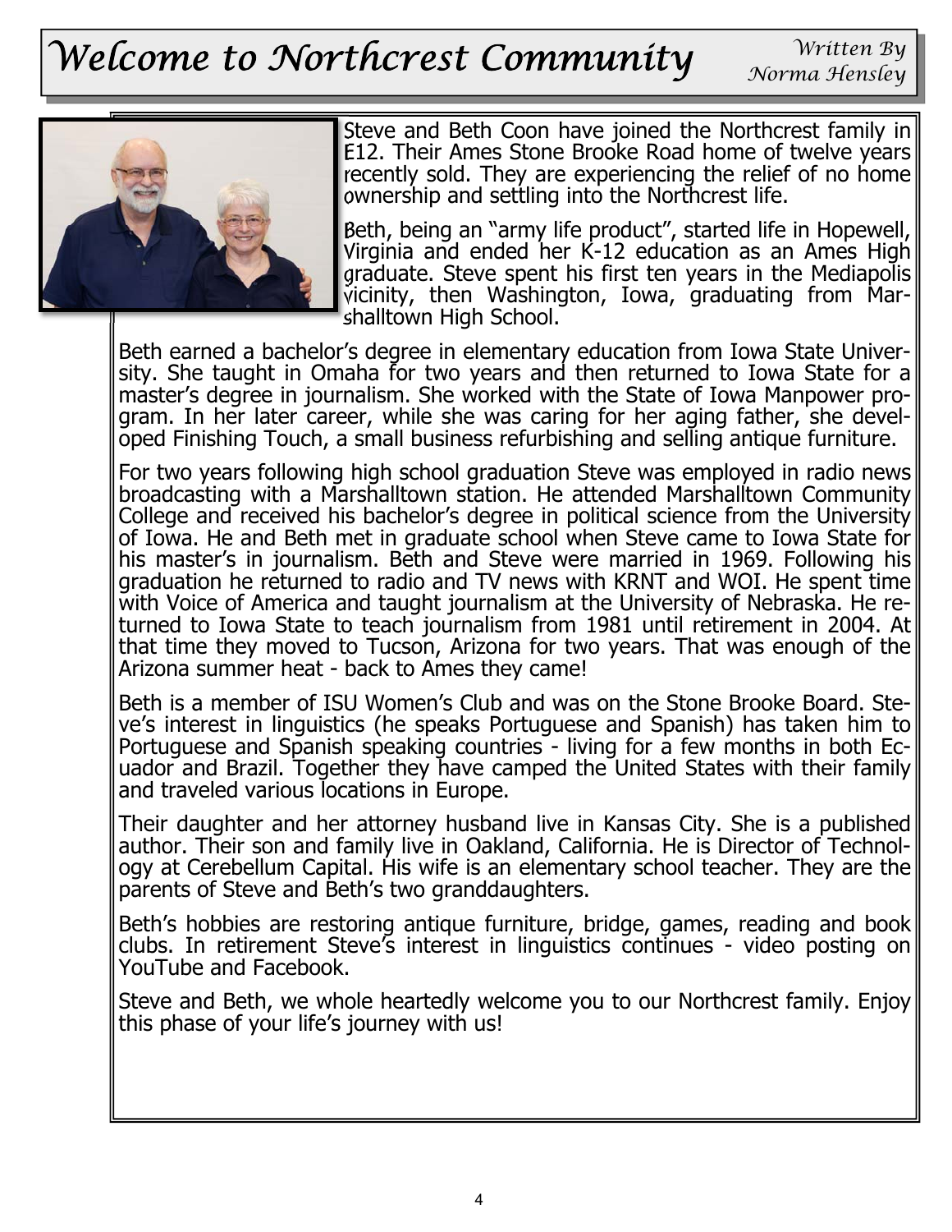# Welcome to Northcrest Community

*Written By Norma Hensley*

Steve and Beth Coon have joined the Northcrest family in E12. Their Ames Stone Brooke Road home of twelve years recently sold. They are experiencing the relief of no home ownership and settling into the Northcrest life.

Beth, being an "army life product", started life in Hopewell, Virginia and ended her K-12 education as an Ames High graduate. Steve spent his first ten years in the Mediapolis vicinity, then Washington, Iowa, graduating from Marshalltown High School.

Beth earned a bachelor's degree in elementary education from Iowa State University. She taught in Omaha for two years and then returned to Iowa State for a master's degree in journalism. She worked with the State of Iowa Manpower program. In her later career, while she was caring for her aging father, she developed Finishing Touch, a small business refurbishing and selling antique furniture.

For two years following high school graduation Steve was employed in radio news broadcasting with a Marshalltown station. He attended Marshalltown Community College and received his bachelor's degree in political science from the University of Iowa. He and Beth met in graduate school when Steve came to Iowa State for his master's in journalism. Beth and Steve were married in 1969. Following his graduation he returned to radio and TV news with KRNT and WOI. He spent time with Voice of America and taught journalism at the University of Nebraska. He returned to Iowa State to teach journalism from 1981 until retirement in 2004. At that time they moved to Tucson, Arizona for two years. That was enough of the Arizona summer heat - back to Ames they came!

Beth is a member of ISU Women's Club and was on the Stone Brooke Board. Steve's interest in linguistics (he speaks Portuguese and Spanish) has taken him to Portuguese and Spanish speaking countries - living for a few months in both Ecuador and Brazil. Together they have camped the United States with their family and traveled various locations in Europe.

Their daughter and her attorney husband live in Kansas City. She is a published author. Their son and family live in Oakland, California. He is Director of Technology at Cerebellum Capital. His wife is an elementary school teacher. They are the parents of Steve and Beth's two granddaughters.

Beth's hobbies are restoring antique furniture, bridge, games, reading and book clubs. In retirement Steve's interest in linguistics continues - video posting on YouTube and Facebook.

Steve and Beth, we whole heartedly welcome you to our Northcrest family. Enjoy this phase of your life's journey with us!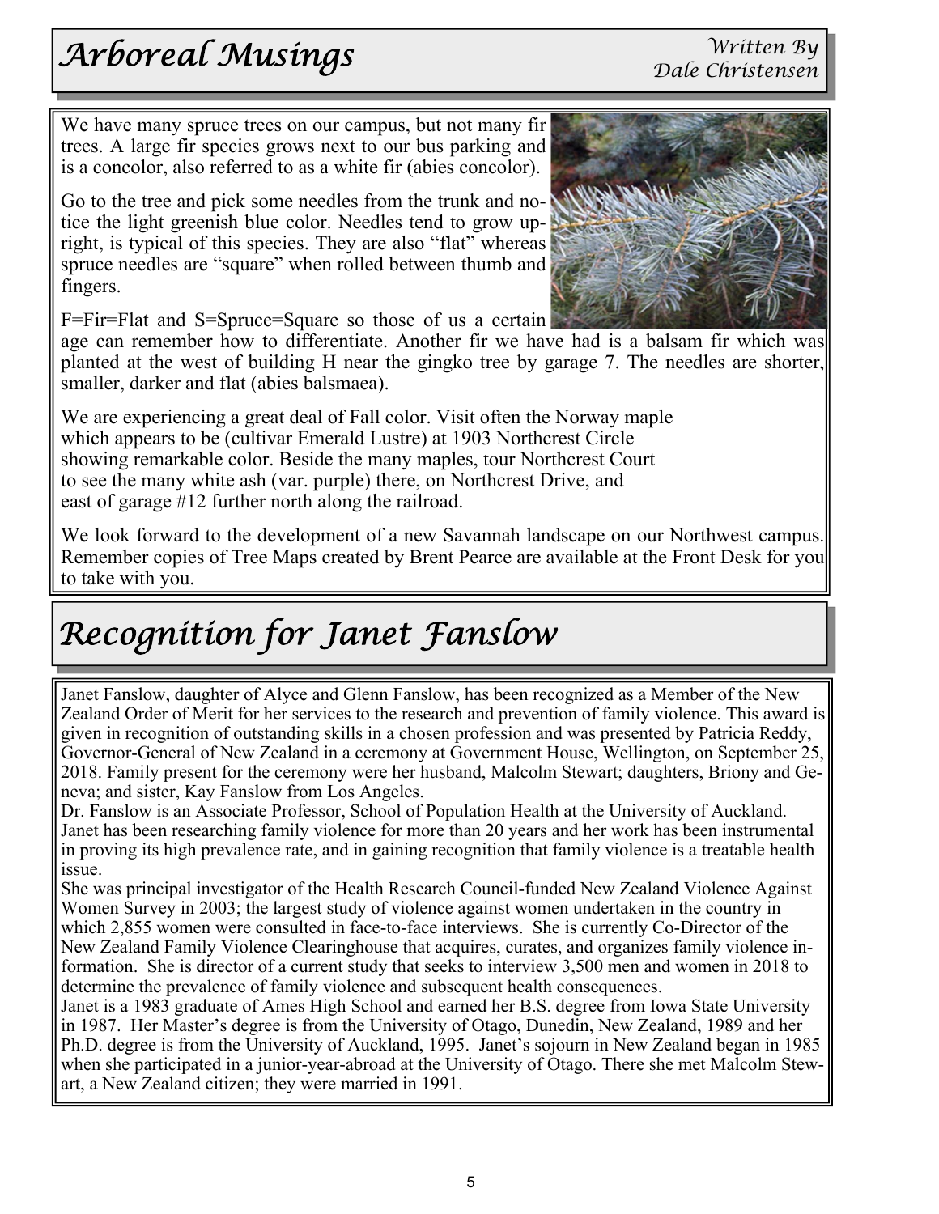# Arboreal Musings

*Written By Dale Christensen*

We have many spruce trees on our campus, but not many fir trees. A large fir species grows next to our bus parking and is a concolor, also referred to as a white fir (abies concolor).

Go to the tree and pick some needles from the trunk and notice the light greenish blue color. Needles tend to grow upright, is typical of this species. They are also "flat" whereas spruce needles are "square" when rolled between thumb and fingers.

F=Fir=Flat and S=Spruce=Square so those of us a certain age can remember how to differentiate. Another fir we have had is a balsam fir which was planted at the west of building H near the gingko tree by garage 7. The needles are shorter, smaller, darker and flat (abies balsmaea).

We are experiencing a great deal of Fall color. Visit often the Norway maple which appears to be (cultivar Emerald Lustre) at 1903 Northcrest Circle showing remarkable color. Beside the many maples, tour Northcrest Court to see the many white ash (var. purple) there, on Northcrest Drive, and east of garage #12 further north along the railroad.

We look forward to the development of a new Savannah landscape on our Northwest campus. Remember copies of Tree Maps created by Brent Pearce are available at the Front Desk for you to take with you.

# Recognition for Janet Fanslow

Janet Fanslow, daughter of Alyce and Glenn Fanslow, has been recognized as a Member of the New Zealand Order of Merit for her services to the research and prevention of family violence. This award is given in recognition of outstanding skills in a chosen profession and was presented by Patricia Reddy, Governor-General of New Zealand in a ceremony at Government House, Wellington, on September 25, 2018. Family present for the ceremony were her husband, Malcolm Stewart; daughters, Briony and Geneva; and sister, Kay Fanslow from Los Angeles.

Dr. Fanslow is an Associate Professor, School of Population Health at the University of Auckland. Janet has been researching family violence for more than 20 years and her work has been instrumental in proving its high prevalence rate, and in gaining recognition that family violence is a treatable health issue.

She was principal investigator of the Health Research Council-funded New Zealand Violence Against Women Survey in 2003; the largest study of violence against women undertaken in the country in which 2,855 women were consulted in face-to-face interviews. She is currently Co-Director of the New Zealand Family Violence Clearinghouse that acquires, curates, and organizes family violence information. She is director of a current study that seeks to interview 3,500 men and women in 2018 to determine the prevalence of family violence and subsequent health consequences.

Janet is a 1983 graduate of Ames High School and earned her B.S. degree from Iowa State University in 1987. Her Master's degree is from the University of Otago, Dunedin, New Zealand, 1989 and her Ph.D. degree is from the University of Auckland, 1995. Janet's sojourn in New Zealand began in 1985 when she participated in a junior-year-abroad at the University of Otago. There she met Malcolm Stewart, a New Zealand citizen; they were married in 1991.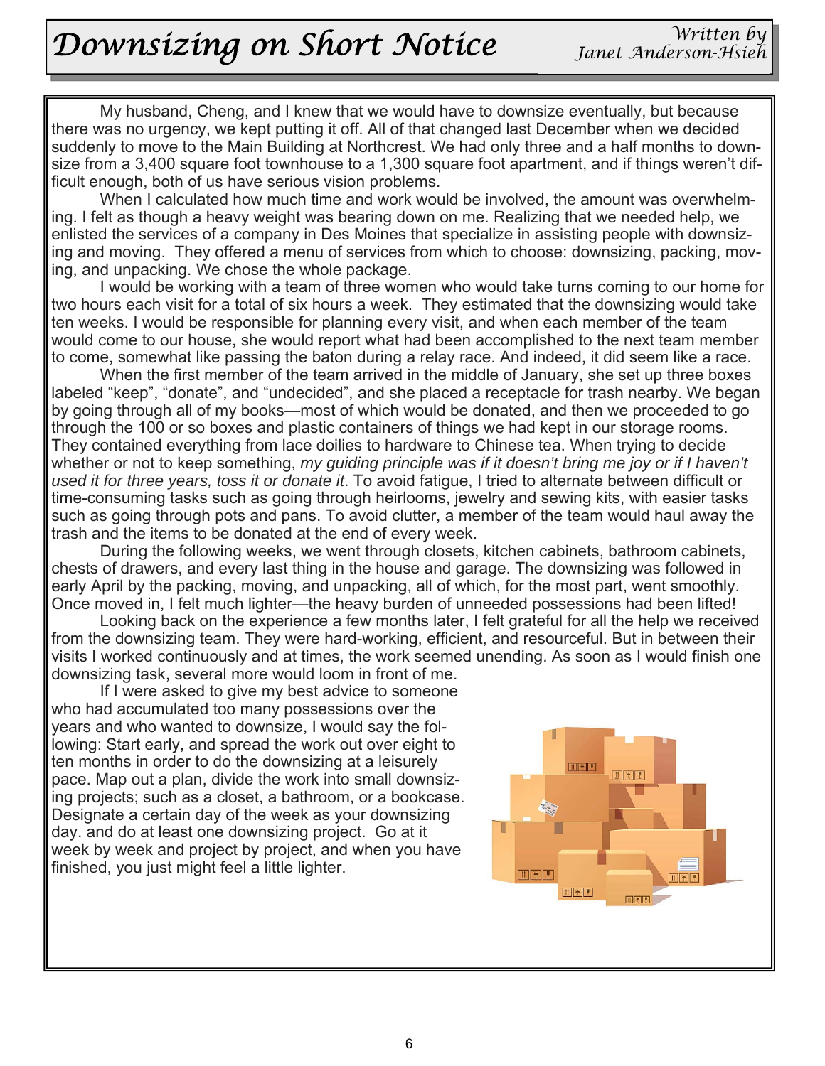# Downsizing on Short Notice

*Written by Janet Anderson-Hsieh*

My husband, Cheng, and I knew that we would have to downsize eventually, but because there was no urgency, we kept putting it off. All of that changed last December when we decided suddenly to move to the Main Building at Northcrest. We had only three and a half months to downsize from a 3,400 square foot townhouse to a 1,300 square foot apartment, and if things weren't difficult enough, both of us have serious vision problems.

When I calculated how much time and work would be involved, the amount was overwhelming. I felt as though a heavy weight was bearing down on me. Realizing that we needed help, we enlisted the services of a company in Des Moines that specialize in assisting people with downsizing and moving. They offered a menu of services from which to choose: downsizing, packing, moving, and unpacking. We chose the whole package.

I would be working with a team of three women who would take turns coming to our home for two hours each visit for a total of six hours a week. They estimated that the downsizing would take ten weeks. I would be responsible for planning every visit, and when each member of the team would come to our house, she would report what had been accomplished to the next team member to come, somewhat like passing the baton during a relay race. And indeed, it did seem like a race.

When the first member of the team arrived in the middle of January, she set up three boxes labeled "keep", "donate", and "undecided", and she placed a receptacle for trash nearby. We began by going through all of my books—most of which would be donated, and then we proceeded to go through the 100 or so boxes and plastic containers of things we had kept in our storage rooms. They contained everything from lace doilies to hardware to Chinese tea. When trying to decide whether or not to keep something, *my guiding principle was if it doesn't bring me joy or if I haven't used it for three years, toss it or donate it*. To avoid fatigue, I tried to alternate between difficult or time-consuming tasks such as going through heirlooms, jewelry and sewing kits, with easier tasks such as going through pots and pans. To avoid clutter, a member of the team would haul away the trash and the items to be donated at the end of every week.

During the following weeks, we went through closets, kitchen cabinets, bathroom cabinets, chests of drawers, and every last thing in the house and garage. The downsizing was followed in early April by the packing, moving, and unpacking, all of which, for the most part, went smoothly. Once moved in, I felt much lighter—the heavy burden of unneeded possessions had been lifted!

Looking back on the experience a few months later, I felt grateful for all the help we received from the downsizing team. They were hard-working, efficient, and resourceful. But in between their visits I worked continuously and at times, the work seemed unending. As soon as I would finish one downsizing task, several more would loom in front of me.

If I were asked to give my best advice to someone who had accumulated too many possessions over the years and who wanted to downsize, I would say the following: Start early, and spread the work out over eight to ten months in order to do the downsizing at a leisurely pace. Map out a plan, divide the work into small downsizing projects; such as a closet, a bathroom, or a bookcase. Designate a certain day of the week as your downsizing day. and do at least one downsizing project. Go at it week by week and project by project, and when you have finished, you just might feel a little lighter.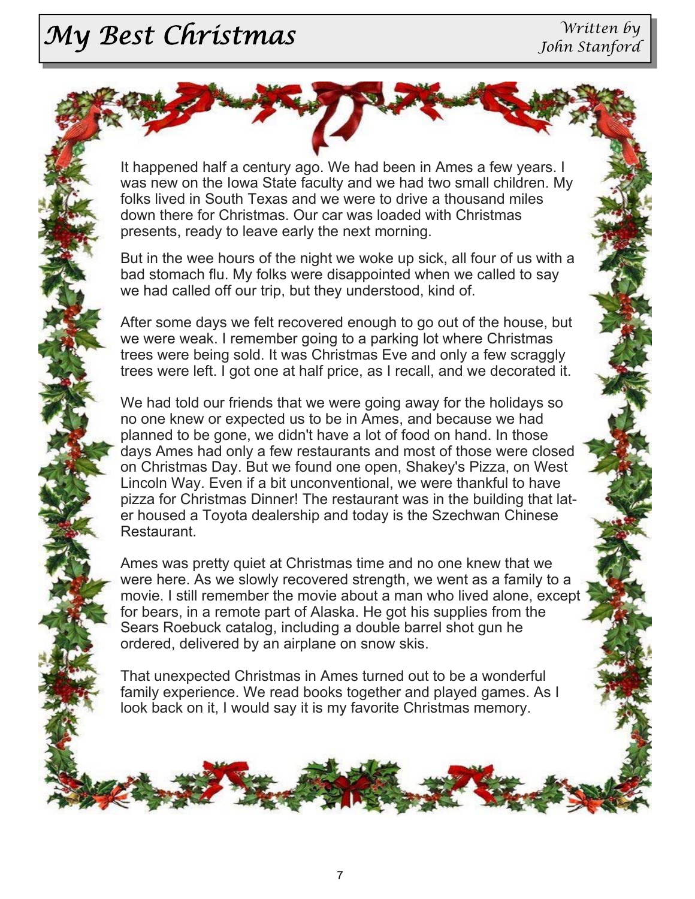# My Best Christmas

*Written by John Stanford*

It happened half a century ago. We had been in Ames a few years. I was new on the Iowa State faculty and we had two small children. My folks lived in South Texas and we were to drive a thousand miles down there for Christmas. Our car was loaded with Christmas presents, ready to leave early the next morning.

But in the wee hours of the night we woke up sick, all four of us with a bad stomach flu. My folks were disappointed when we called to say we had called off our trip, but they understood, kind of.

After some days we felt recovered enough to go out of the house, but we were weak. I remember going to a parking lot where Christmas trees were being sold. It was Christmas Eve and only a few scraggly trees were left. I got one at half price, as I recall, and we decorated it.

We had told our friends that we were going away for the holidays so no one knew or expected us to be in Ames, and because we had planned to be gone, we didn't have a lot of food on hand. In those days Ames had only a few restaurants and most of those were closed on Christmas Day. But we found one open, Shakey's Pizza, on West Lincoln Way. Even if a bit unconventional, we were thankful to have pizza for Christmas Dinner! The restaurant was in the building that later housed a Toyota dealership and today is the Szechwan Chinese Restaurant.

Ames was pretty quiet at Christmas time and no one knew that we were here. As we slowly recovered strength, we went as a family to a movie. I still remember the movie about a man who lived alone, except for bears, in a remote part of Alaska. He got his supplies from the Sears Roebuck catalog, including a double barrel shot gun he ordered, delivered by an airplane on snow skis.

That unexpected Christmas in Ames turned out to be a wonderful family experience. We read books together and played games. As I look back on it, I would say it is my favorite Christmas memory.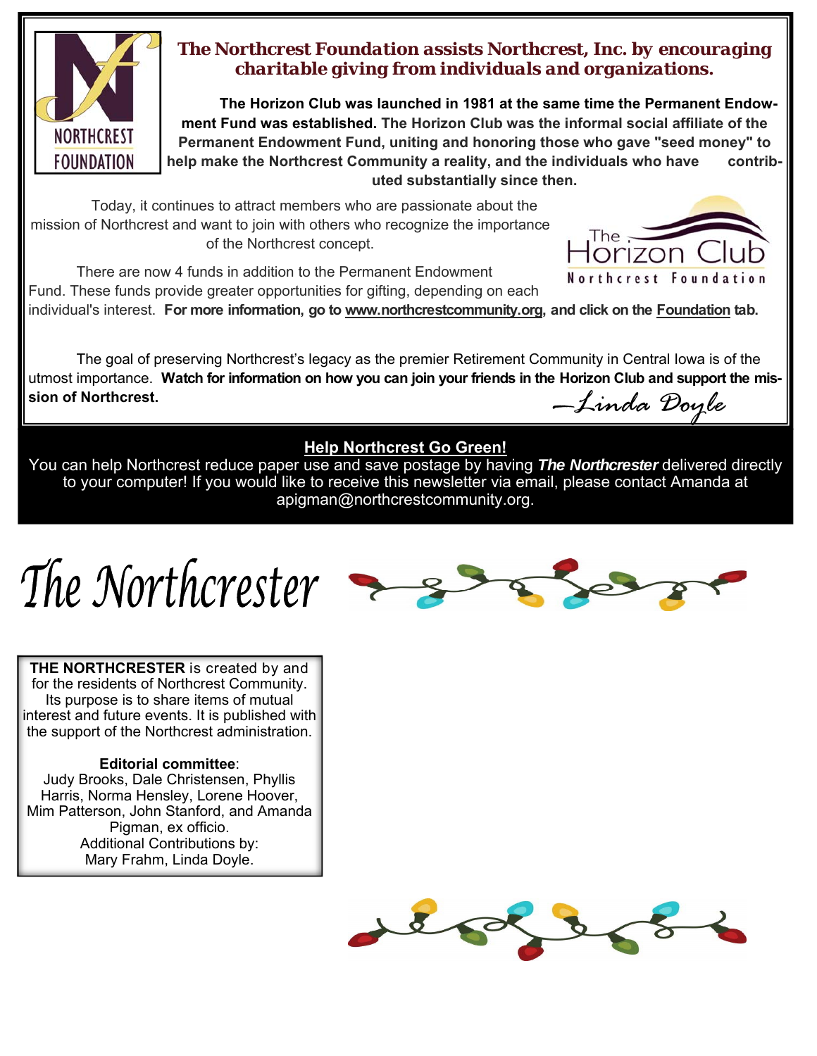NORTHCREST FOUNDATION

## *The Northcrest Foundation assists Northcrest, Inc. by encouraging charitable giving from individuals and organizations.*

**The Horizon Club was launched in 1981 at the same time the Permanent Endowment Fund was established.** The Horizon Club was the informal social affiliate of the Permanent Endowment Fund, uniting and honoring those who gave "seed money" to help make the Northcrest Community a reality, and the individuals who have contributed substantially since then.

Today, it continues to attract members who are passionate about the mission of Northcrest and want to join with others who recognize the importance of the Northcrest concept.

The Horizon Club — Northcrest Foundation

There are now 4 funds in addition to the Permanent Endowment Fund. These funds provide greater opportunities for gifting, depending on each individual's interest. **For more information, go to www.northcrestcommunity.org, and click on the Foundation tab.**

The goal of preserving Northcrest's legacy as the premier Retirement Community in Central Iowa is of the utmost importance. **Watch for information on how you can join your friends in the Horizon Club and support the mission of Northcrest.**

—*Linda Doyle*

**Help Northcrest Go Green!**

You can help Northcrest reduce paper use and save postage by having ***The Northcrester*** delivered directly to your computer! If you would like to receive this newsletter via email, please contact Amanda at apigman@northcrestcommunity.org.

# The Northcrester

**THE NORTHCRESTER** is created by and for the residents of Northcrest Community. Its purpose is to share items of mutual interest and future events. It is published with the support of the Northcrest administration.

**Editorial committee**:
Judy Brooks, Dale Christensen, Phyllis Harris, Norma Hensley, Lorene Hoover, Mim Patterson, John Stanford, and Amanda Pigman, ex officio.
Additional Contributions by:
Mary Frahm, Linda Doyle.